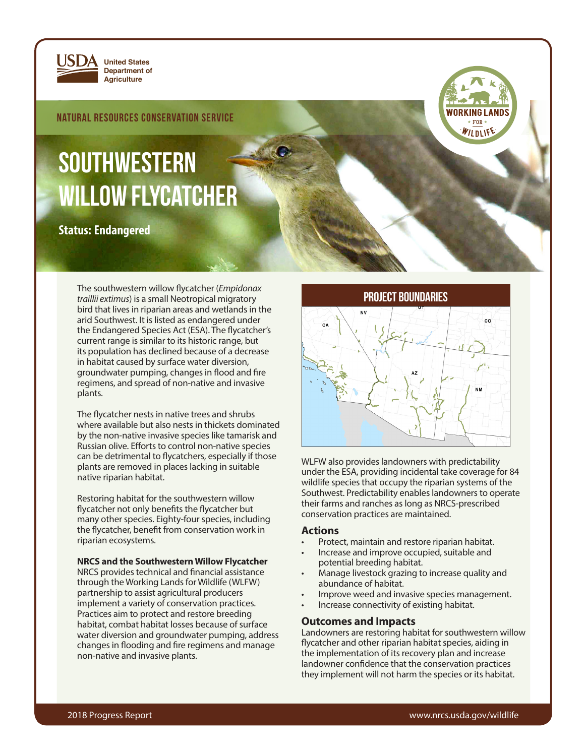United States Department of Agriculture

NATURAL RESOURCES CONSERVATION SERVICE

# SOUTHWESTERN WILLOW FLYCATCHER

**Status: Endangered**

The southwestern willow flycatcher (*Empidonax traillii extimus*) is a small Neotropical migratory bird that lives in riparian areas and wetlands in the arid Southwest. It is listed as endangered under the Endangered Species Act (ESA). The flycatcher's current range is similar to its historic range, but its population has declined because of a decrease in habitat caused by surface water diversion, groundwater pumping, changes in flood and fire regimens, and spread of non-native and invasive plants.

The flycatcher nests in native trees and shrubs where available but also nests in thickets dominated by the non-native invasive species like tamarisk and Russian olive. Efforts to control non-native species can be detrimental to flycatchers, especially if those plants are removed in places lacking in suitable native riparian habitat.

Restoring habitat for the southwestern willow flycatcher not only benefits the flycatcher but many other species. Eighty-four species, including the flycatcher, benefit from conservation work in riparian ecosystems.

**NRCS and the Southwestern Willow Flycatcher**

NRCS provides technical and financial assistance through the Working Lands for Wildlife (WLFW) partnership to assist agricultural producers implement a variety of conservation practices. Practices aim to protect and restore breeding habitat, combat habitat losses because of surface water diversion and groundwater pumping, address changes in flooding and fire regimens and manage non-native and invasive plants.

## PROJECT BOUNDARIES

WLFW also provides landowners with predictability under the ESA, providing incidental take coverage for 84 wildlife species that occupy the riparian systems of the Southwest. Predictability enables landowners to operate their farms and ranches as long as NRCS-prescribed conservation practices are maintained.

### Actions

- Protect, maintain and restore riparian habitat.
- Increase and improve occupied, suitable and potential breeding habitat.
- Manage livestock grazing to increase quality and abundance of habitat.
- Improve weed and invasive species management.
- Increase connectivity of existing habitat.

### Outcomes and Impacts

Landowners are restoring habitat for southwestern willow flycatcher and other riparian habitat species, aiding in the implementation of its recovery plan and increase landowner confidence that the conservation practices they implement will not harm the species or its habitat.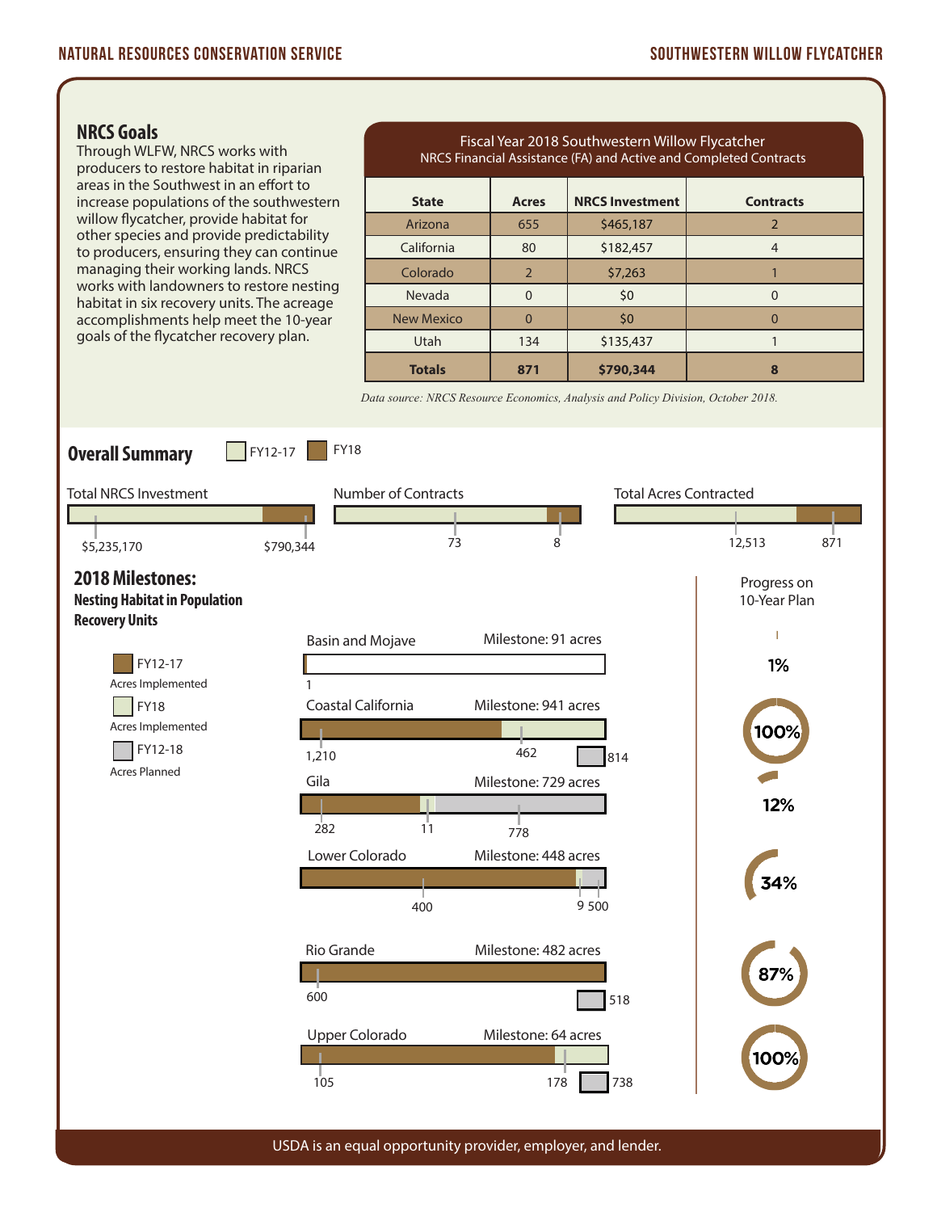## NRCS Goals

Through WLFW, NRCS works with producers to restore habitat in riparian areas in the Southwest in an effort to increase populations of the southwestern willow flycatcher, provide habitat for other species and provide predictability to producers, ensuring they can continue managing their working lands. NRCS works with landowners to restore nesting habitat in six recovery units. The acreage accomplishments help meet the 10-year goals of the flycatcher recovery plan.

**Fiscal Year 2018 Southwestern Willow Flycatcher**
NRCS Financial Assistance (FA) and Active and Completed Contracts

| State | Acres | NRCS Investment | Contracts |
|---|---|---|---|
| Arizona | 655 | $465,187 | 2 |
| California | 80 | $182,457 | 4 |
| Colorado | 2 | $7,263 | 1 |
| Nevada | 0 | $0 | 0 |
| New Mexico | 0 | $0 | 0 |
| Utah | 134 | $135,437 | 1 |
| **Totals** | **871** | **$790,344** | **8** |

*Data source: NRCS Resource Economics, Analysis and Policy Division, October 2018.*

## Overall Summary

FY12-17
FY18

Total NRCS Investment
$5,235,170
$790,344

Number of Contracts
73
8

Total Acres Contracted
12,513
871

## 2018 Milestones:

**Nesting Habitat in Population Recovery Units**

FY12-17 Acres Implemented
FY18 Acres Implemented
FY12-18 Acres Planned

Progress on 10-Year Plan

Basin and Mojave
Milestone: 91 acres
1
1%

Coastal California
Milestone: 941 acres
1,210
462
814
100%

Gila
Milestone: 729 acres
282
11
778
12%

Lower Colorado
Milestone: 448 acres
400
9
500
34%

Rio Grande
Milestone: 482 acres
600
518
87%

Upper Colorado
Milestone: 64 acres
105
178
738
100%

USDA is an equal opportunity provider, employer, and lender.